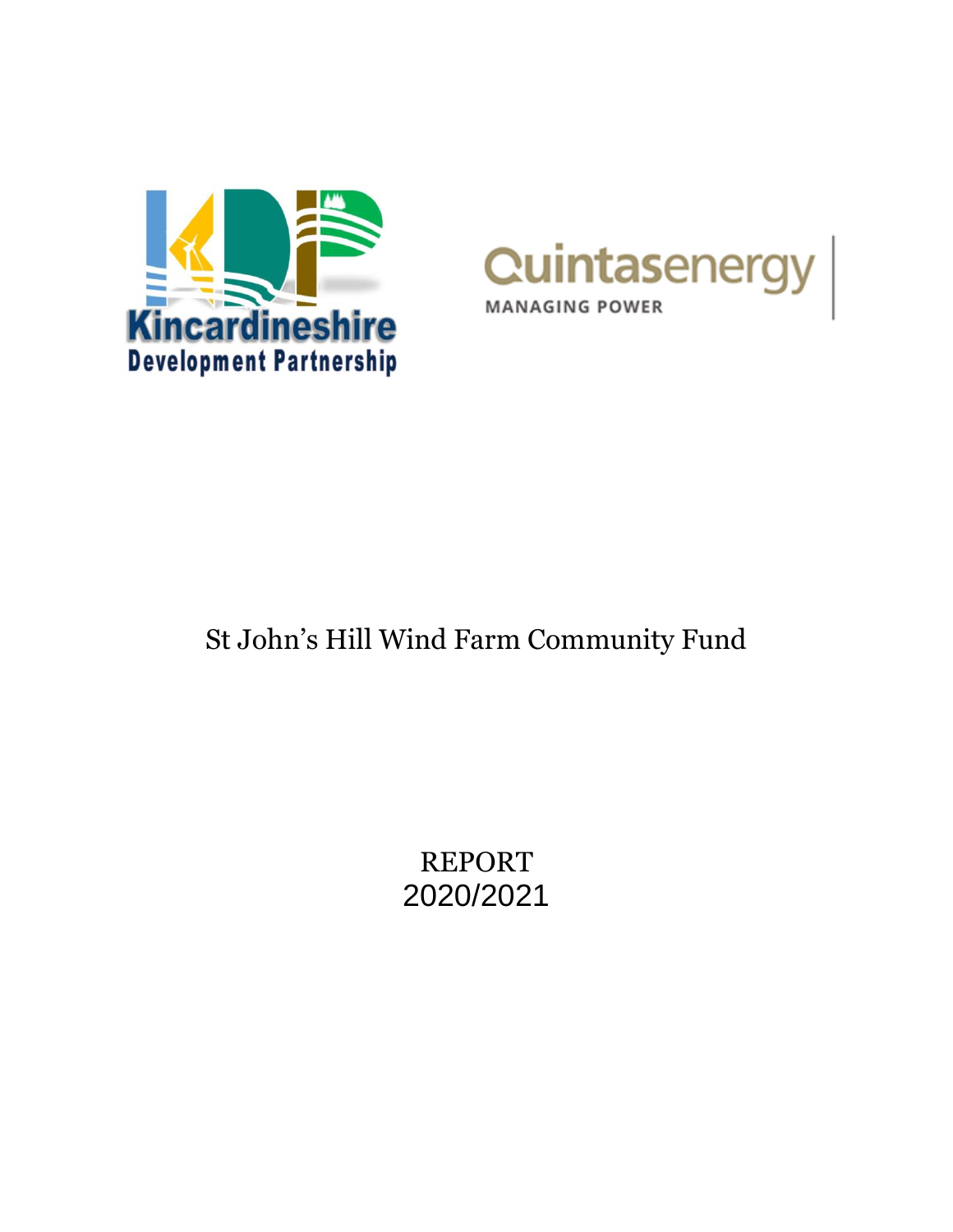Kincardineshire Development Partnership

Quintasenergy

MANAGING POWER

# St John’s Hill Wind Farm Community Fund

REPORT
2020/2021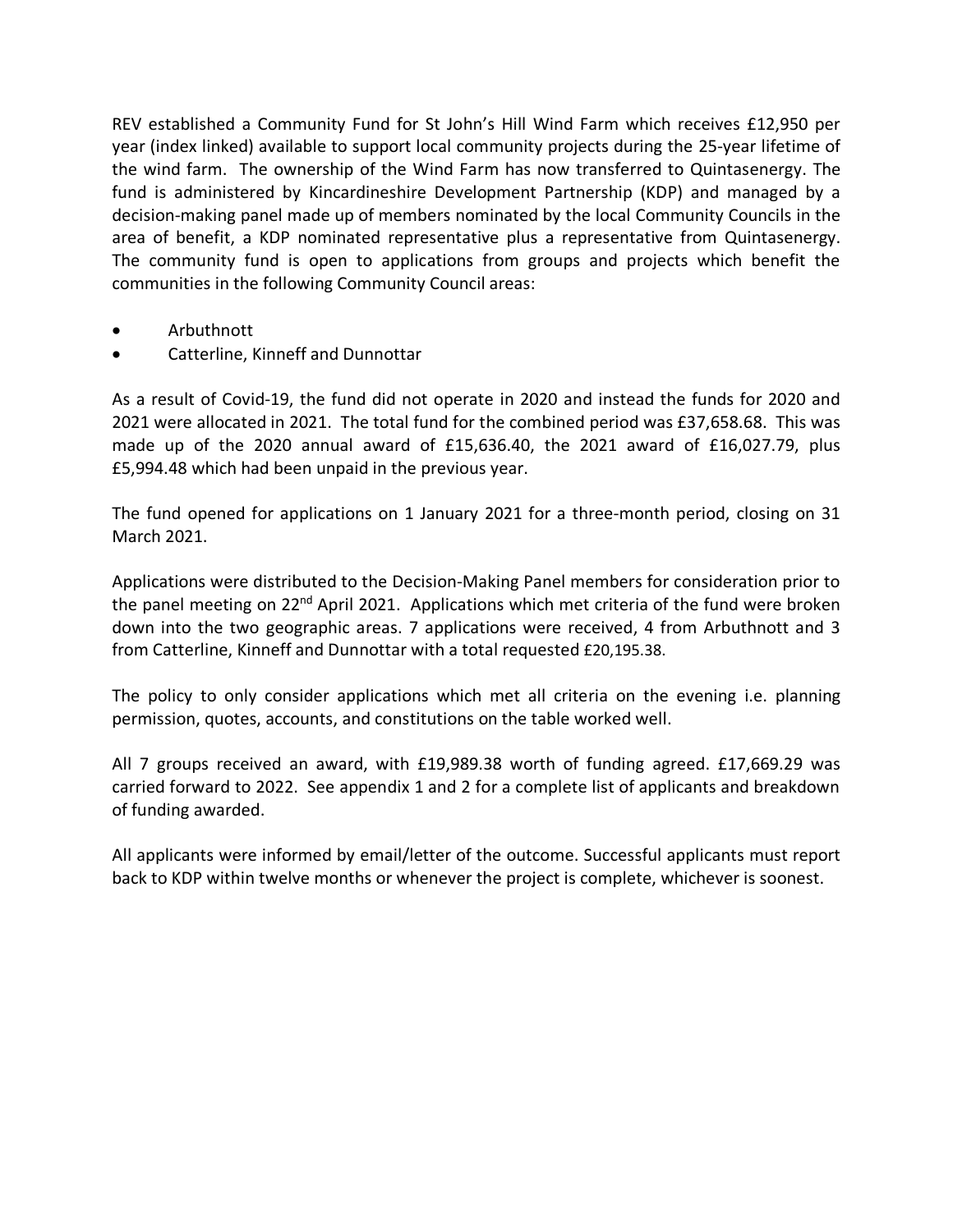REV established a Community Fund for St John's Hill Wind Farm which receives £12,950 per year (index linked) available to support local community projects during the 25-year lifetime of the wind farm. The ownership of the Wind Farm has now transferred to Quintasenergy. The fund is administered by Kincardineshire Development Partnership (KDP) and managed by a decision-making panel made up of members nominated by the local Community Councils in the area of benefit, a KDP nominated representative plus a representative from Quintasenergy. The community fund is open to applications from groups and projects which benefit the communities in the following Community Council areas:

- Arbuthnott
- Catterline, Kinneff and Dunnottar

As a result of Covid-19, the fund did not operate in 2020 and instead the funds for 2020 and 2021 were allocated in 2021. The total fund for the combined period was £37,658.68. This was made up of the 2020 annual award of £15,636.40, the 2021 award of £16,027.79, plus £5,994.48 which had been unpaid in the previous year.

The fund opened for applications on 1 January 2021 for a three-month period, closing on 31 March 2021.

Applications were distributed to the Decision-Making Panel members for consideration prior to the panel meeting on 22nd April 2021. Applications which met criteria of the fund were broken down into the two geographic areas. 7 applications were received, 4 from Arbuthnott and 3 from Catterline, Kinneff and Dunnottar with a total requested £20,195.38.

The policy to only consider applications which met all criteria on the evening i.e. planning permission, quotes, accounts, and constitutions on the table worked well.

All 7 groups received an award, with £19,989.38 worth of funding agreed. £17,669.29 was carried forward to 2022. See appendix 1 and 2 for a complete list of applicants and breakdown of funding awarded.

All applicants were informed by email/letter of the outcome. Successful applicants must report back to KDP within twelve months or whenever the project is complete, whichever is soonest.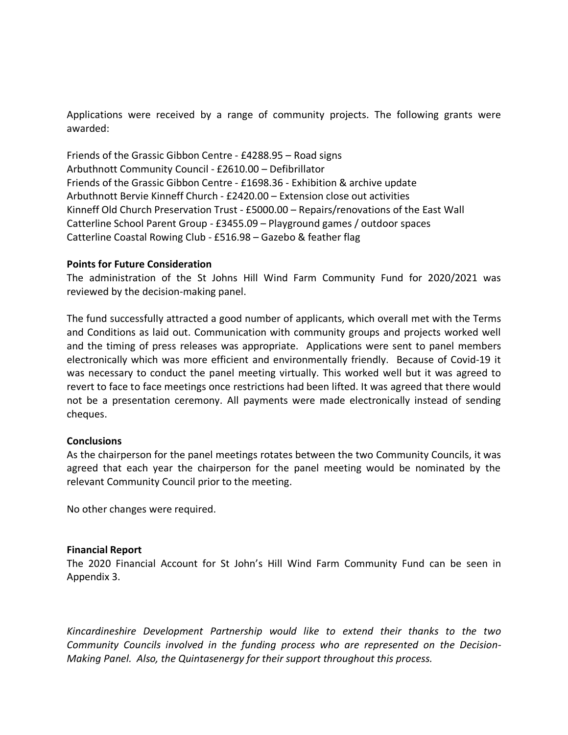Applications were received by a range of community projects. The following grants were awarded:

Friends of the Grassic Gibbon Centre - £4288.95 – Road signs
Arbuthnott Community Council - £2610.00 – Defibrillator
Friends of the Grassic Gibbon Centre - £1698.36 - Exhibition & archive update
Arbuthnott Bervie Kinneff Church - £2420.00 – Extension close out activities
Kinneff Old Church Preservation Trust - £5000.00 – Repairs/renovations of the East Wall
Catterline School Parent Group - £3455.09 – Playground games / outdoor spaces
Catterline Coastal Rowing Club - £516.98 – Gazebo & feather flag

**Points for Future Consideration**

The administration of the St Johns Hill Wind Farm Community Fund for 2020/2021 was reviewed by the decision-making panel.

The fund successfully attracted a good number of applicants, which overall met with the Terms and Conditions as laid out. Communication with community groups and projects worked well and the timing of press releases was appropriate. Applications were sent to panel members electronically which was more efficient and environmentally friendly. Because of Covid-19 it was necessary to conduct the panel meeting virtually. This worked well but it was agreed to revert to face to face meetings once restrictions had been lifted. It was agreed that there would not be a presentation ceremony. All payments were made electronically instead of sending cheques.

**Conclusions**

As the chairperson for the panel meetings rotates between the two Community Councils, it was agreed that each year the chairperson for the panel meeting would be nominated by the relevant Community Council prior to the meeting.

No other changes were required.

**Financial Report**

The 2020 Financial Account for St John's Hill Wind Farm Community Fund can be seen in Appendix 3.

*Kincardineshire Development Partnership would like to extend their thanks to the two Community Councils involved in the funding process who are represented on the Decision-Making Panel. Also, the Quintasenergy for their support throughout this process.*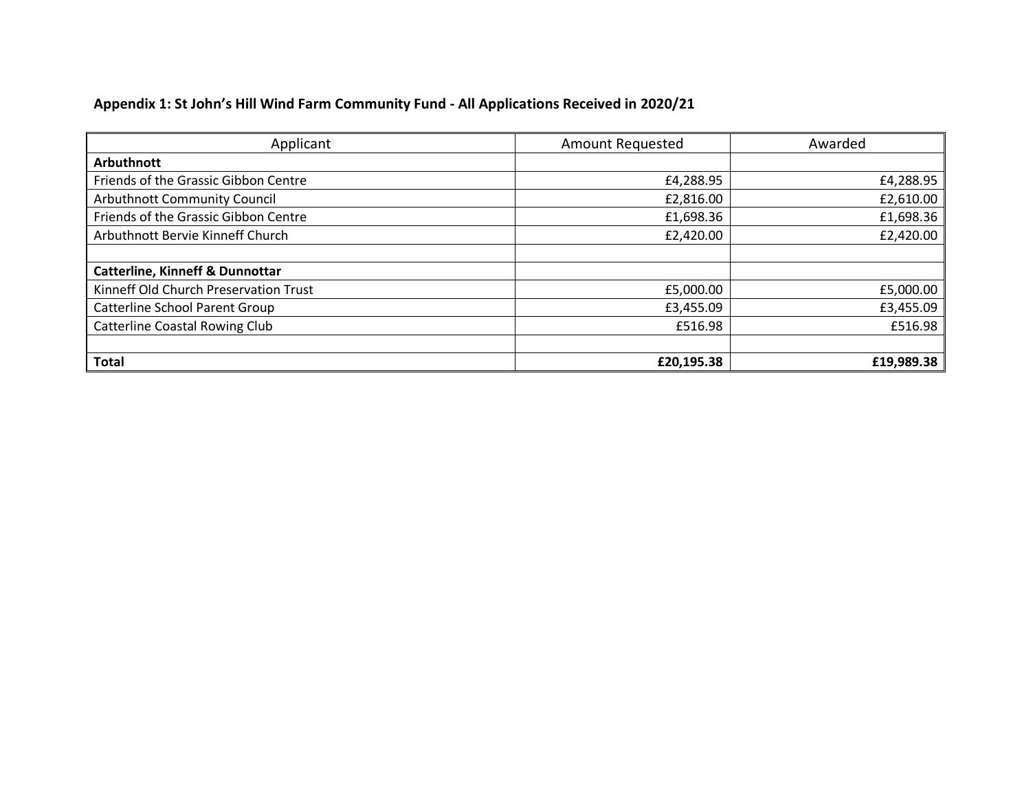**Appendix 1: St John’s Hill Wind Farm Community Fund - All Applications Received in 2020/21**

| Applicant | Amount Requested | Awarded |
|---|---|---|
| **Arbuthnott** | | |
| Friends of the Grassic Gibbon Centre | £4,288.95 | £4,288.95 |
| Arbuthnott Community Council | £2,816.00 | £2,610.00 |
| Friends of the Grassic Gibbon Centre | £1,698.36 | £1,698.36 |
| Arbuthnott Bervie Kinneff Church | £2,420.00 | £2,420.00 |
| | | |
| **Catterline, Kinneff & Dunnottar** | | |
| Kinneff Old Church Preservation Trust | £5,000.00 | £5,000.00 |
| Catterline School Parent Group | £3,455.09 | £3,455.09 |
| Catterline Coastal Rowing Club | £516.98 | £516.98 |
| | | |
| **Total** | **£20,195.38** | **£19,989.38** |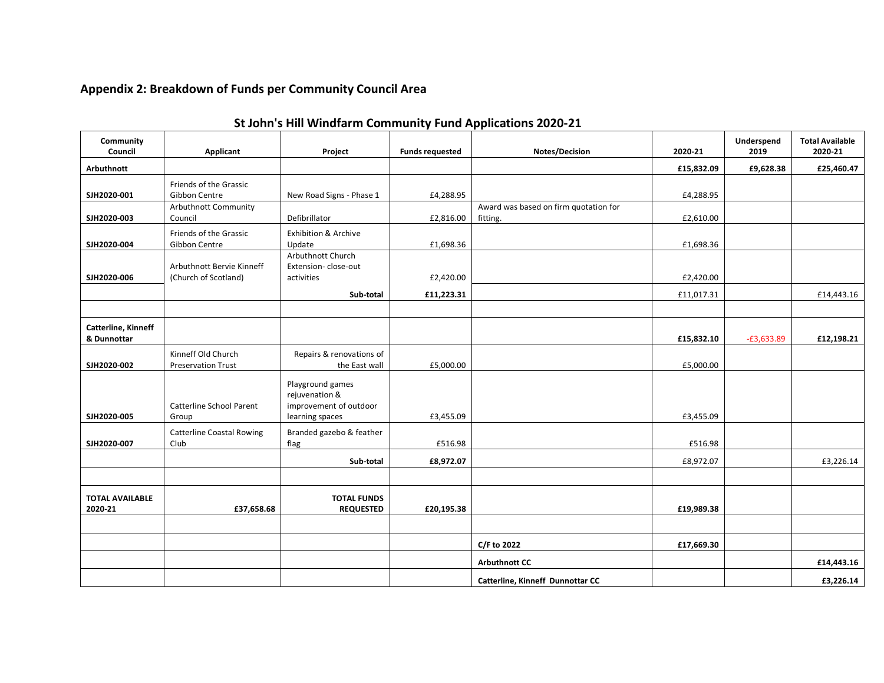## Appendix 2: Breakdown of Funds per Community Council Area

### St John's Hill Windfarm Community Fund Applications 2020-21

| Community Council | Applicant | Project | Funds requested | Notes/Decision | 2020-21 | Underspend 2019 | Total Available 2020-21 |
|---|---|---|---|---|---|---|---|
| **Arbuthnott** | | | | | **£15,832.09** | **£9,628.38** | **£25,460.47** |
| **SJH2020-001** | Friends of the Grassic Gibbon Centre | New Road Signs - Phase 1 | £4,288.95 | | £4,288.95 | | |
| **SJH2020-003** | Arbuthnott Community Council | Defibrillator | £2,816.00 | Award was based on firm quotation for fitting. | £2,610.00 | | |
| **SJH2020-004** | Friends of the Grassic Gibbon Centre | Exhibition & Archive Update | £1,698.36 | | £1,698.36 | | |
| **SJH2020-006** | Arbuthnott Bervie Kinneff (Church of Scotland) | Arbuthnott Church Extension- close-out activities | £2,420.00 | | £2,420.00 | | |
| | | **Sub-total** | **£11,223.31** | | £11,017.31 | | £14,443.16 |
| | | | | | | | |
| **Catterline, Kinneff & Dunnottar** | | | | | **£15,832.10** | -£3,633.89 | **£12,198.21** |
| **SJH2020-002** | Kinneff Old Church Preservation Trust | Repairs & renovations of the East wall | £5,000.00 | | £5,000.00 | | |
| **SJH2020-005** | Catterline School Parent Group | Playground games rejuvenation & improvement of outdoor learning spaces | £3,455.09 | | £3,455.09 | | |
| **SJH2020-007** | Catterline Coastal Rowing Club | Branded gazebo & feather flag | £516.98 | | £516.98 | | |
| | | **Sub-total** | **£8,972.07** | | £8,972.07 | | £3,226.14 |
| | | | | | | | |
| **TOTAL AVAILABLE 2020-21** | **£37,658.68** | **TOTAL FUNDS REQUESTED** | **£20,195.38** | | **£19,989.38** | | |
| | | | | | | | |
| | | | | **C/F to 2022** | **£17,669.30** | | |
| | | | | **Arbuthnott CC** | | | **£14,443.16** |
| | | | | **Catterline, Kinneff Dunnottar CC** | | | **£3,226.14** |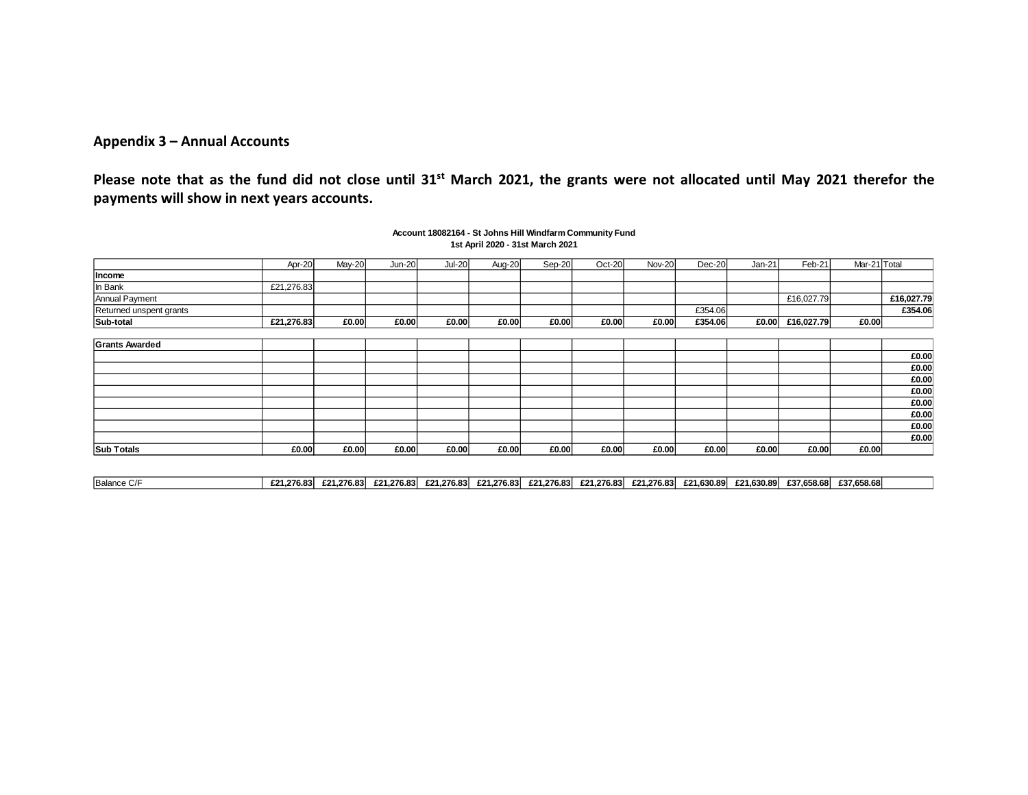## Appendix 3 – Annual Accounts

**Please note that as the fund did not close until 31st March 2021, the grants were not allocated until May 2021 therefor the payments will show in next years accounts.**

**Account 18082164 - St Johns Hill Windfarm Community Fund**
**1st April 2020 - 31st March 2021**

| | Apr-20 | May-20 | Jun-20 | Jul-20 | Aug-20 | Sep-20 | Oct-20 | Nov-20 | Dec-20 | Jan-21 | Feb-21 | Mar-21 | Total |
|---|---|---|---|---|---|---|---|---|---|---|---|---|---|
| **Income** | | | | | | | | | | | | | |
| In Bank | £21,276.83 | | | | | | | | | | | | |
| Annual Payment | | | | | | | | | | | £16,027.79 | | **£16,027.79** |
| Returned unspent grants | | | | | | | | | £354.06 | | | | **£354.06** |
| **Sub-total** | **£21,276.83** | **£0.00** | **£0.00** | **£0.00** | **£0.00** | **£0.00** | **£0.00** | **£0.00** | **£354.06** | **£0.00** | **£16,027.79** | **£0.00** | |
| | | | | | | | | | | | | | |
| **Grants Awarded** | | | | | | | | | | | | | |
| | | | | | | | | | | | | | **£0.00** |
| | | | | | | | | | | | | | **£0.00** |
| | | | | | | | | | | | | | **£0.00** |
| | | | | | | | | | | | | | **£0.00** |
| | | | | | | | | | | | | | **£0.00** |
| | | | | | | | | | | | | | **£0.00** |
| | | | | | | | | | | | | | **£0.00** |
| | | | | | | | | | | | | | **£0.00** |
| **Sub Totals** | **£0.00** | **£0.00** | **£0.00** | **£0.00** | **£0.00** | **£0.00** | **£0.00** | **£0.00** | **£0.00** | **£0.00** | **£0.00** | **£0.00** | |
| | | | | | | | | | | | | | |
| Balance C/F | **£21,276.83** | **£21,276.83** | **£21,276.83** | **£21,276.83** | **£21,276.83** | **£21,276.83** | **£21,276.83** | **£21,276.83** | **£21,630.89** | **£21,630.89** | **£37,658.68** | **£37,658.68** | |